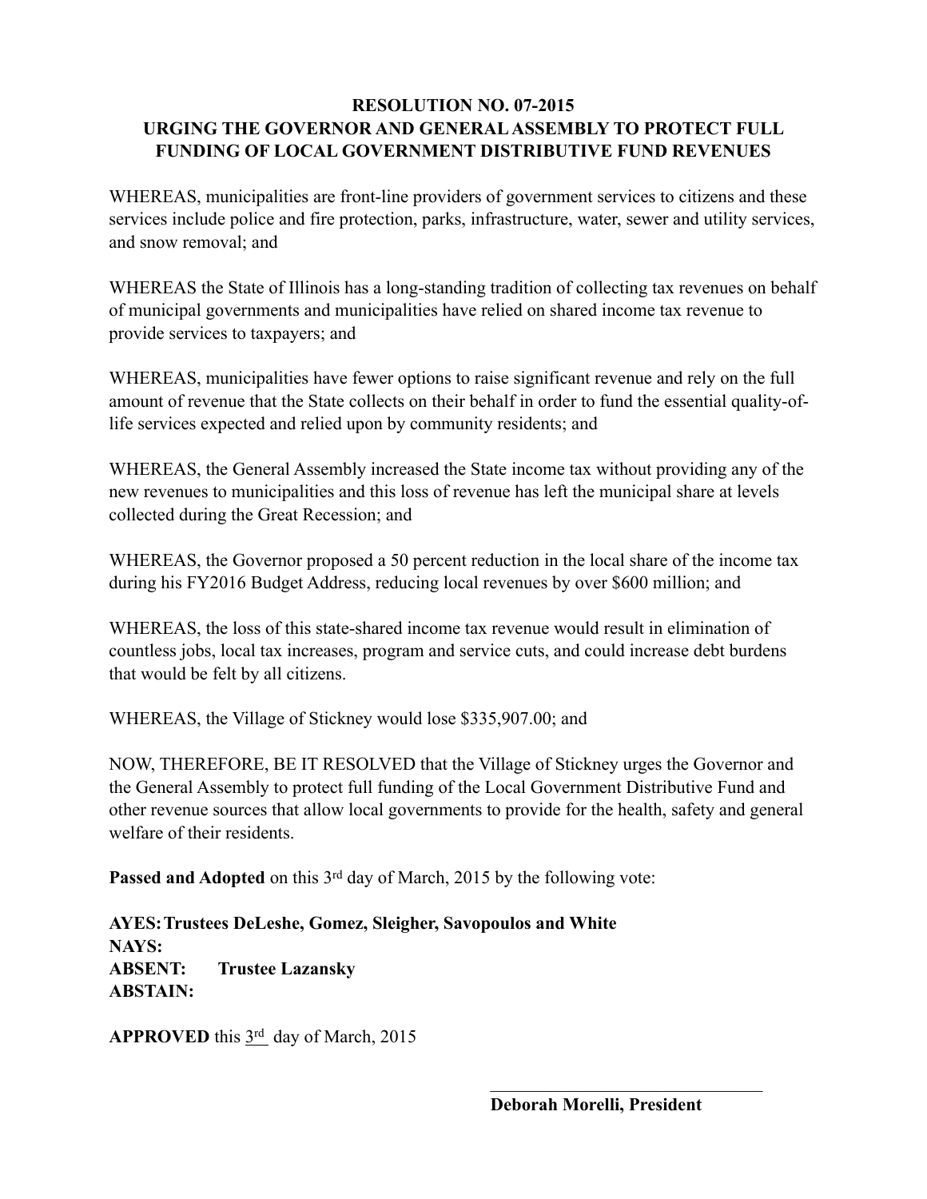**RESOLUTION NO. 07-2015**
**URGING THE GOVERNOR AND GENERAL ASSEMBLY TO PROTECT FULL FUNDING OF LOCAL GOVERNMENT DISTRIBUTIVE FUND REVENUES**

WHEREAS, municipalities are front-line providers of government services to citizens and these services include police and fire protection, parks, infrastructure, water, sewer and utility services, and snow removal; and

WHEREAS the State of Illinois has a long-standing tradition of collecting tax revenues on behalf of municipal governments and municipalities have relied on shared income tax revenue to provide services to taxpayers; and

WHEREAS, municipalities have fewer options to raise significant revenue and rely on the full amount of revenue that the State collects on their behalf in order to fund the essential quality-of-life services expected and relied upon by community residents; and

WHEREAS, the General Assembly increased the State income tax without providing any of the new revenues to municipalities and this loss of revenue has left the municipal share at levels collected during the Great Recession; and

WHEREAS, the Governor proposed a 50 percent reduction in the local share of the income tax during his FY2016 Budget Address, reducing local revenues by over $600 million; and

WHEREAS, the loss of this state-shared income tax revenue would result in elimination of countless jobs, local tax increases, program and service cuts, and could increase debt burdens that would be felt by all citizens.

WHEREAS, the Village of Stickney would lose $335,907.00; and

NOW, THEREFORE, BE IT RESOLVED that the Village of Stickney urges the Governor and the General Assembly to protect full funding of the Local Government Distributive Fund and other revenue sources that allow local governments to provide for the health, safety and general welfare of their residents.

**Passed and Adopted** on this 3rd day of March, 2015 by the following vote:

**AYES: Trustees DeLeshe, Gomez, Sleigher, Savopoulos and White**
**NAYS:**
**ABSENT: Trustee Lazansky**
**ABSTAIN:**

**APPROVED** this 3rd day of March, 2015

\_\_\_\_\_\_\_\_\_\_\_\_\_\_\_\_\_\_\_\_\_\_\_\_\_\_\_\_\_\_\_\_
**Deborah Morelli, President**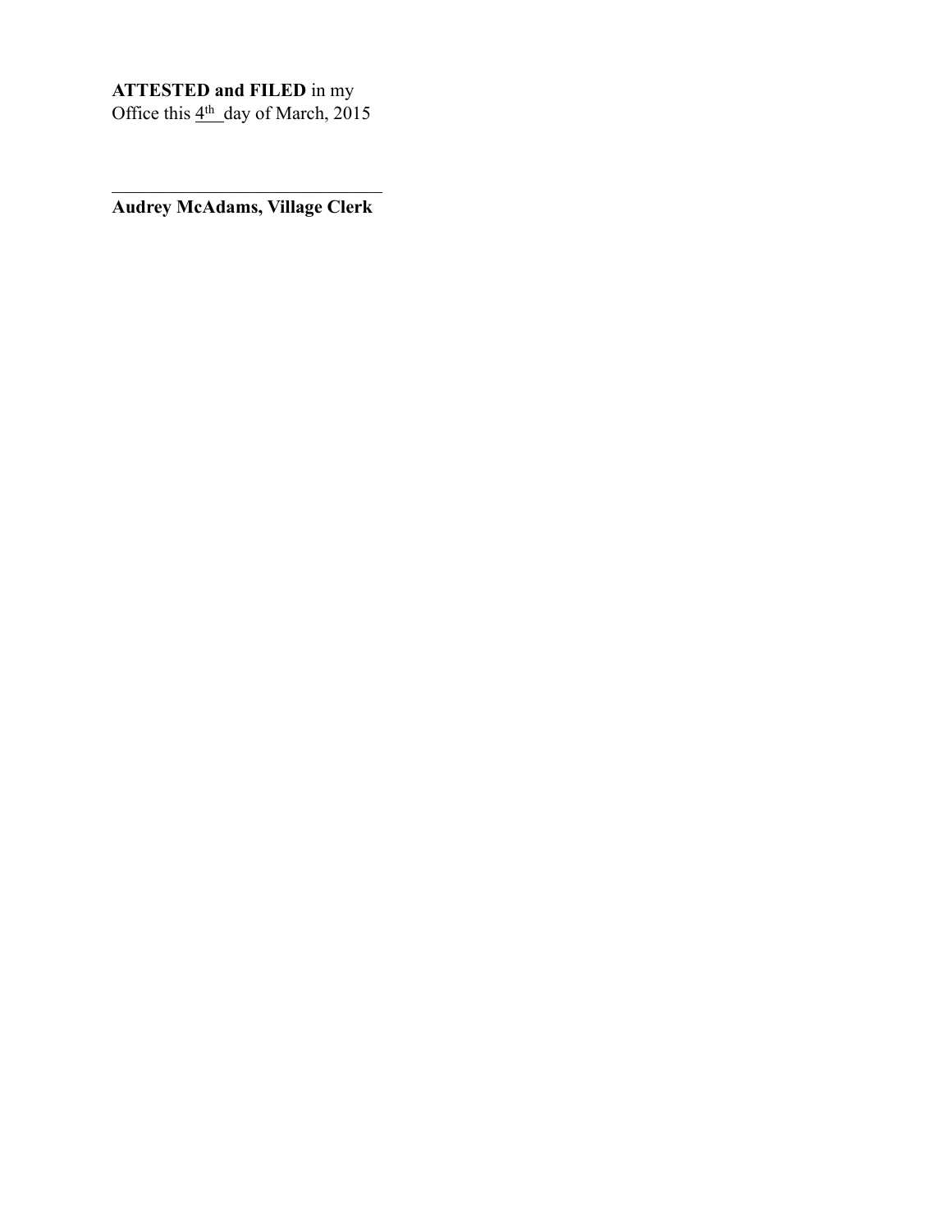**ATTESTED and FILED** in my
Office this 4th day of March, 2015

\_\_\_\_\_\_\_\_\_\_\_\_\_\_\_\_\_\_\_\_\_\_\_\_\_\_\_\_\_\_

**Audrey McAdams, Village Clerk**